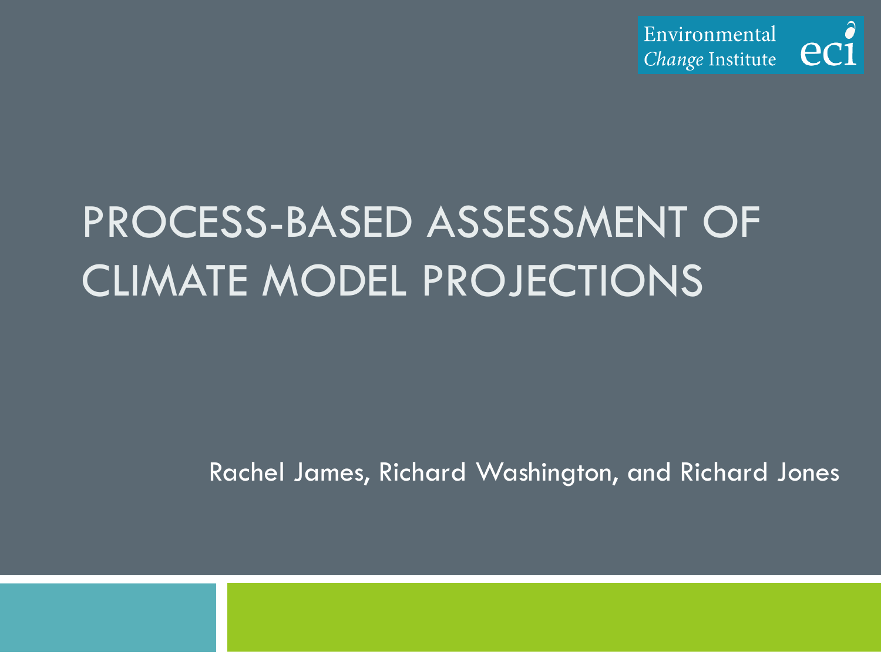Environmental *Change* Institute eci

# PROCESS-BASED ASSESSMENT OF CLIMATE MODEL PROJECTIONS

Rachel James, Richard Washington, and Richard Jones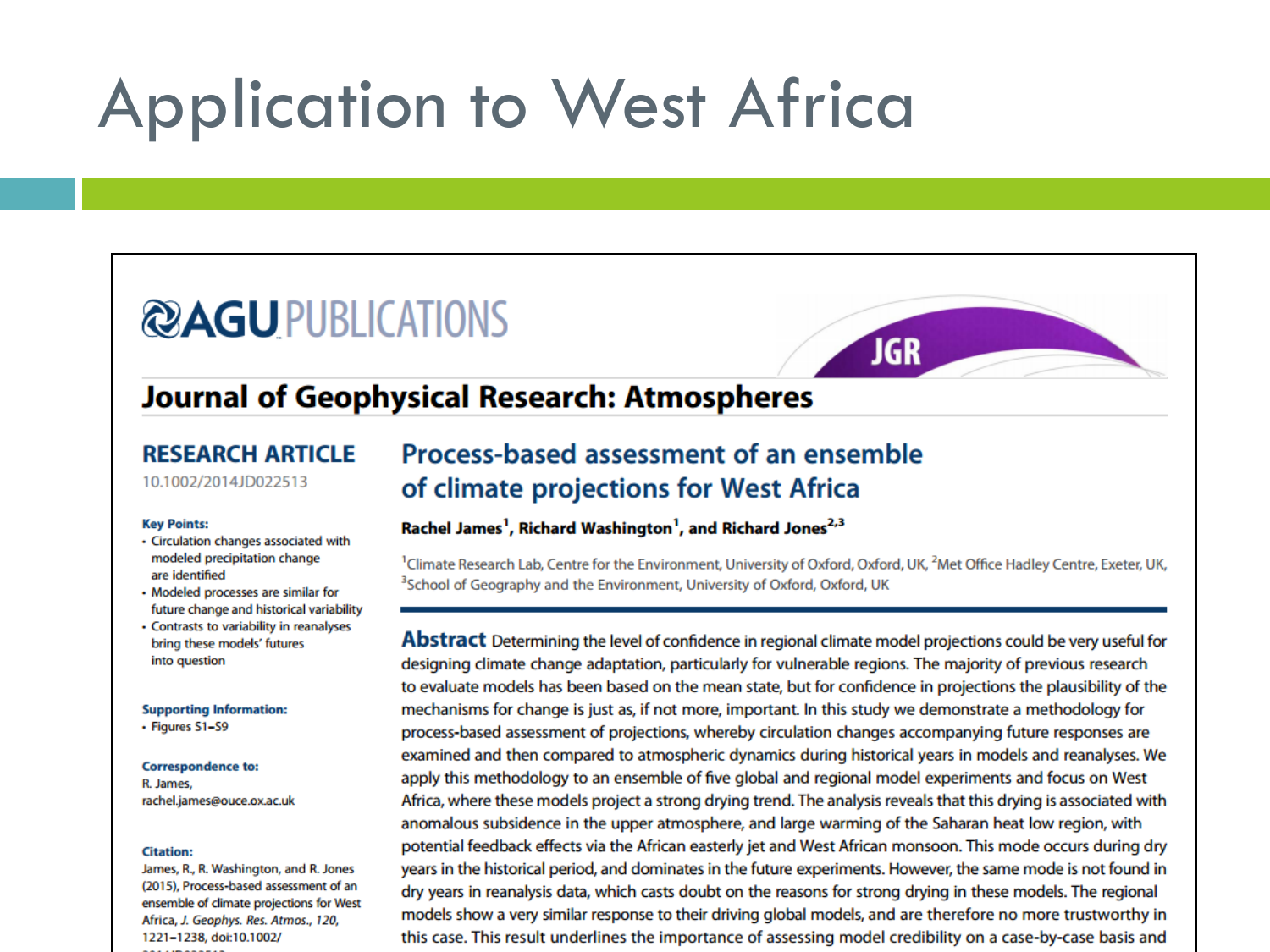# Application to West Africa

AGU PUBLICATIONS

JGR

## Journal of Geophysical Research: Atmospheres

**RESEARCH ARTICLE**

10.1002/2014JD022513

**Key Points:**

- Circulation changes associated with modeled precipitation change are identified
- Modeled processes are similar for future change and historical variability
- Contrasts to variability in reanalyses bring these models' futures into question

**Supporting Information:**

- Figures S1–S9

**Correspondence to:**

R. James,
rachel.james@ouce.ox.ac.uk

**Citation:**

James, R., R. Washington, and R. Jones (2015), Process-based assessment of an ensemble of climate projections for West Africa, *J. Geophys. Res. Atmos.*, *120*, 1221–1238, doi:10.1002/

### Process-based assessment of an ensemble of climate projections for West Africa

**Rachel James[1], Richard Washington[1], and Richard Jones[2,3]**

[1]Climate Research Lab, Centre for the Environment, University of Oxford, Oxford, UK, [2]Met Office Hadley Centre, Exeter, UK, [3]School of Geography and the Environment, University of Oxford, Oxford, UK

**Abstract** Determining the level of confidence in regional climate model projections could be very useful for designing climate change adaptation, particularly for vulnerable regions. The majority of previous research to evaluate models has been based on the mean state, but for confidence in projections the plausibility of the mechanisms for change is just as, if not more, important. In this study we demonstrate a methodology for process-based assessment of projections, whereby circulation changes accompanying future responses are examined and then compared to atmospheric dynamics during historical years in models and reanalyses. We apply this methodology to an ensemble of five global and regional model experiments and focus on West Africa, where these models project a strong drying trend. The analysis reveals that this drying is associated with anomalous subsidence in the upper atmosphere, and large warming of the Saharan heat low region, with potential feedback effects via the African easterly jet and West African monsoon. This mode occurs during dry years in the historical period, and dominates in the future experiments. However, the same mode is not found in dry years in reanalysis data, which casts doubt on the reasons for strong drying in these models. The regional models show a very similar response to their driving global models, and are therefore no more trustworthy in this case. This result underlines the importance of assessing model credibility on a case-by-case basis and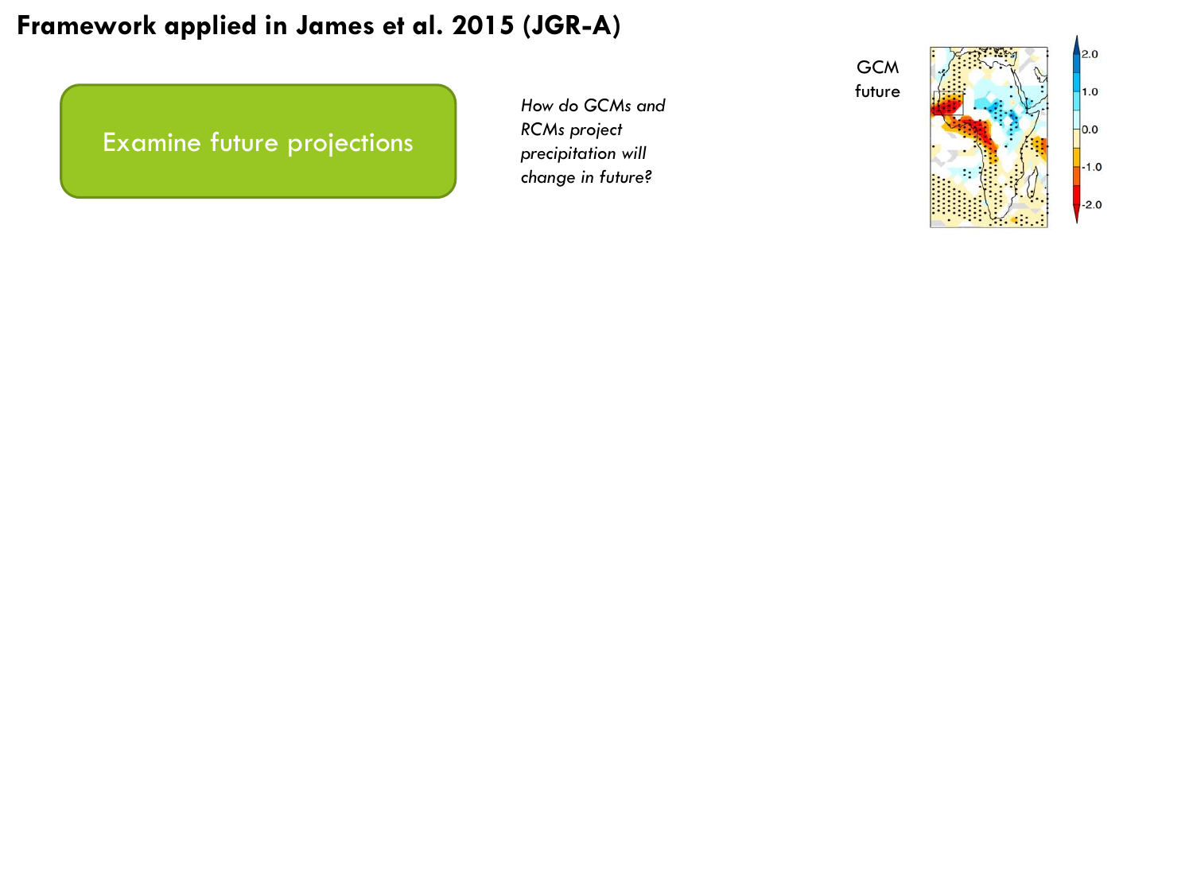# Framework applied in James et al. 2015 (JGR-A)

Examine future projections

*How do GCMs and RCMs project precipitation will change in future?*

GCM future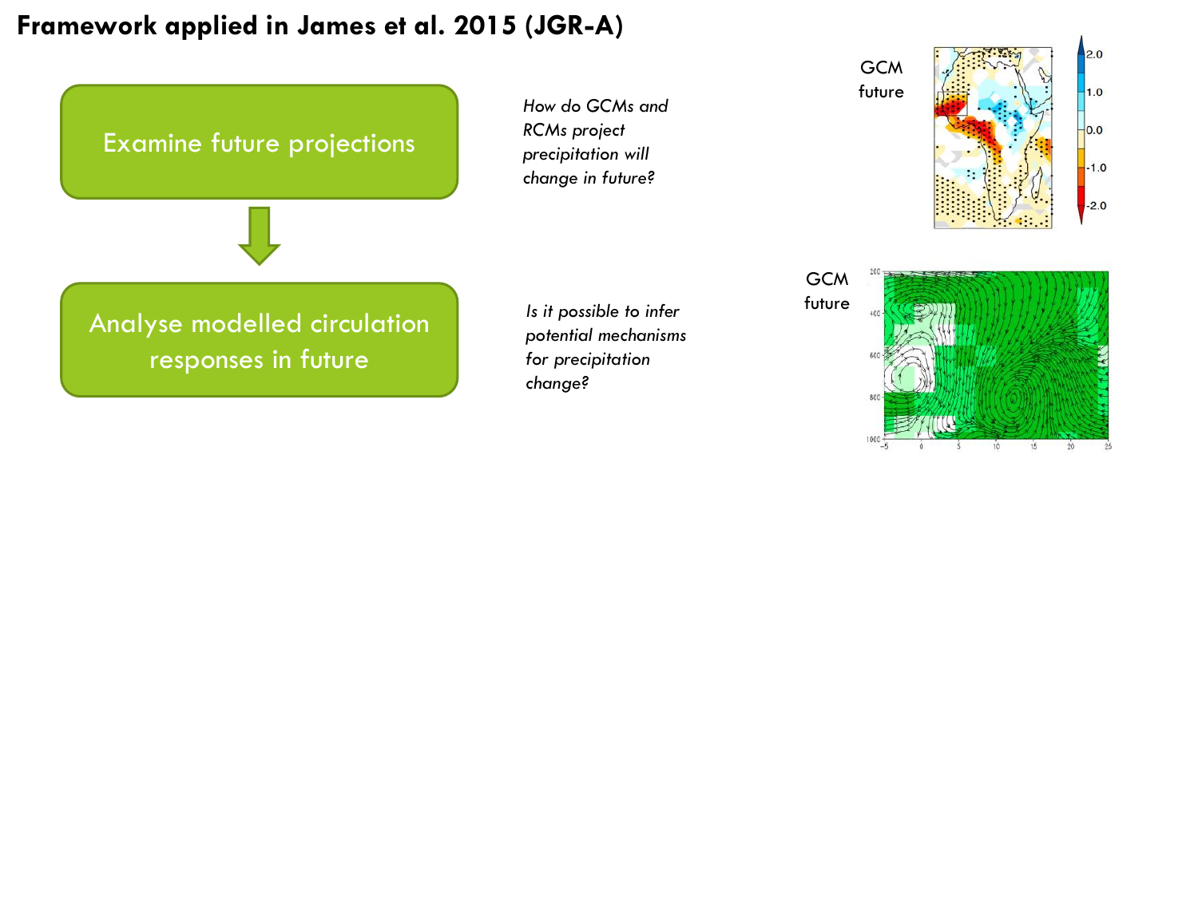# Framework applied in James et al. 2015 (JGR-A)

Examine future projections

*How do GCMs and RCMs project precipitation will change in future?*

GCM future

Analyse modelled circulation responses in future

*Is it possible to infer potential mechanisms for precipitation change?*

GCM future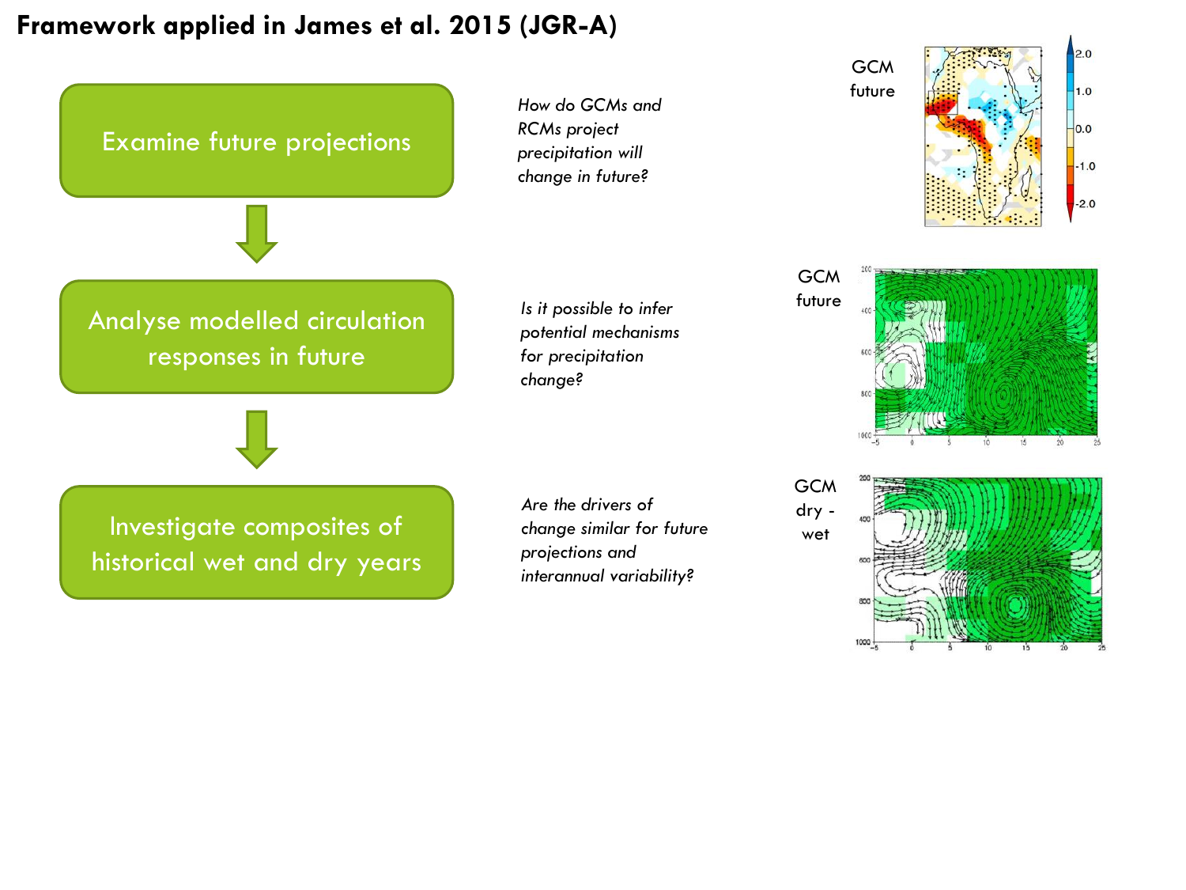# Framework applied in James et al. 2015 (JGR-A)

**Examine future projections**

*How do GCMs and RCMs project precipitation will change in future?*

GCM future

**Analyse modelled circulation responses in future**

*Is it possible to infer potential mechanisms for precipitation change?*

GCM future

**Investigate composites of historical wet and dry years**

*Are the drivers of change similar for future projections and interannual variability?*

GCM dry - wet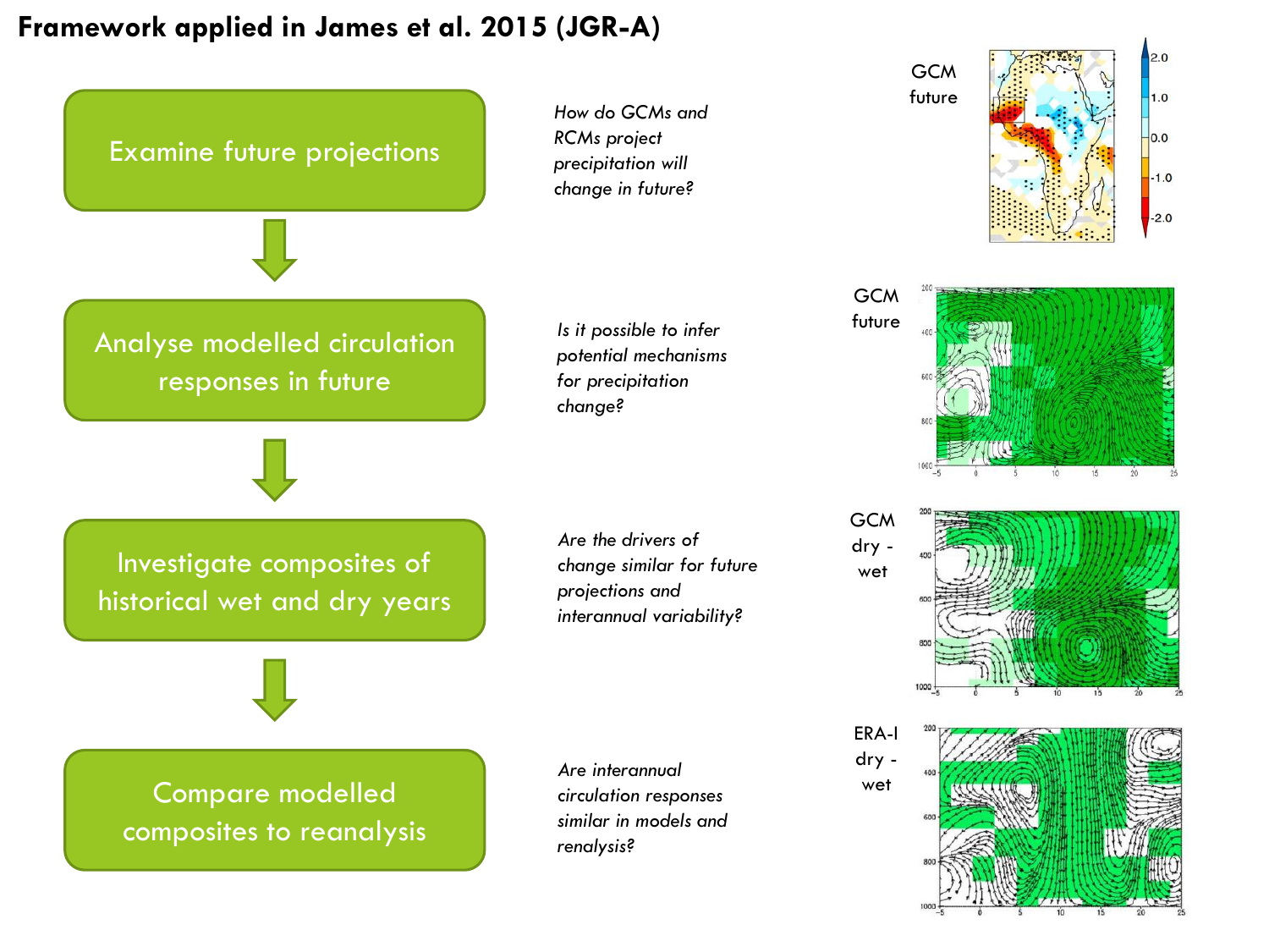# Framework applied in James et al. 2015 (JGR-A)

Examine future projections

*How do GCMs and RCMs project precipitation will change in future?*

GCM future

Analyse modelled circulation responses in future

*Is it possible to infer potential mechanisms for precipitation change?*

GCM future

Investigate composites of historical wet and dry years

*Are the drivers of change similar for future projections and interannual variability?*

GCM dry - wet

Compare modelled composites to reanalysis

*Are interannual circulation responses similar in models and renalysis?*

ERA-I dry - wet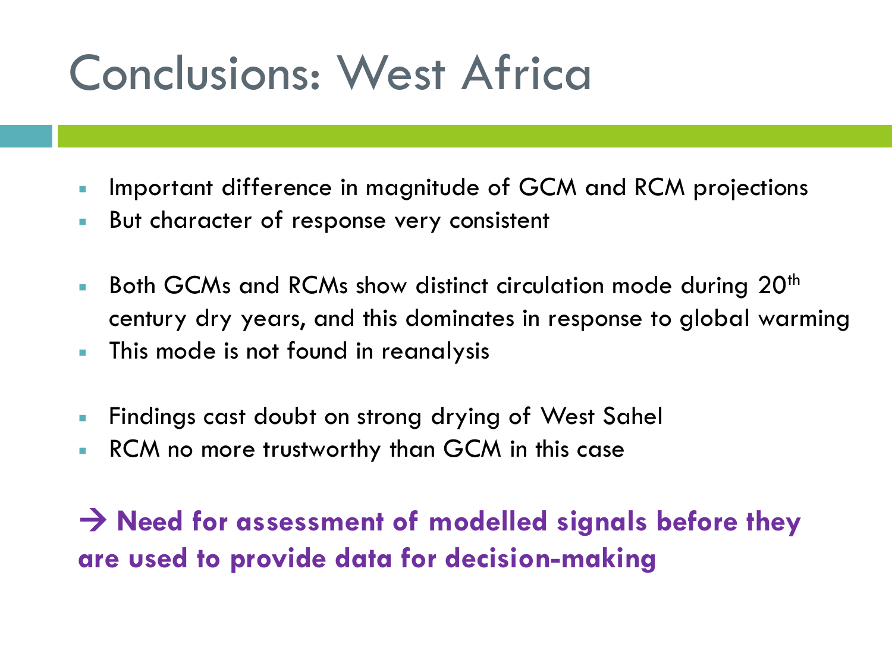# Conclusions: West Africa

- Important difference in magnitude of GCM and RCM projections
- But character of response very consistent

- Both GCMs and RCMs show distinct circulation mode during 20th century dry years, and this dominates in response to global warming
- This mode is not found in reanalysis

- Findings cast doubt on strong drying of West Sahel
- RCM no more trustworthy than GCM in this case

**→ Need for assessment of modelled signals before they are used to provide data for decision-making**